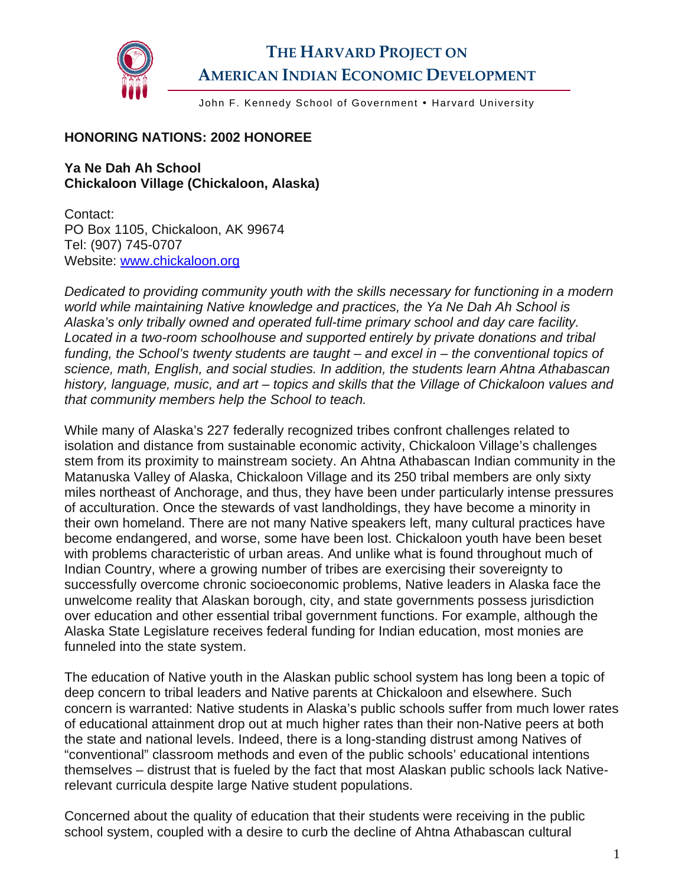# THE HARVARD PROJECT ON AMERICAN INDIAN ECONOMIC DEVELOPMENT

John F. Kennedy School of Government • Harvard University

**HONORING NATIONS: 2002 HONOREE**

**Ya Ne Dah Ah School**
**Chickaloon Village (Chickaloon, Alaska)**

Contact:
PO Box 1105, Chickaloon, AK 99674
Tel: (907) 745-0707
Website: [www.chickaloon.org](http://www.chickaloon.org)

*Dedicated to providing community youth with the skills necessary for functioning in a modern world while maintaining Native knowledge and practices, the Ya Ne Dah Ah School is Alaska's only tribally owned and operated full-time primary school and day care facility. Located in a two-room schoolhouse and supported entirely by private donations and tribal funding, the School's twenty students are taught – and excel in – the conventional topics of science, math, English, and social studies. In addition, the students learn Ahtna Athabascan history, language, music, and art – topics and skills that the Village of Chickaloon values and that community members help the School to teach.*

While many of Alaska's 227 federally recognized tribes confront challenges related to isolation and distance from sustainable economic activity, Chickaloon Village's challenges stem from its proximity to mainstream society. An Ahtna Athabascan Indian community in the Matanuska Valley of Alaska, Chickaloon Village and its 250 tribal members are only sixty miles northeast of Anchorage, and thus, they have been under particularly intense pressures of acculturation. Once the stewards of vast landholdings, they have become a minority in their own homeland. There are not many Native speakers left, many cultural practices have become endangered, and worse, some have been lost. Chickaloon youth have been beset with problems characteristic of urban areas. And unlike what is found throughout much of Indian Country, where a growing number of tribes are exercising their sovereignty to successfully overcome chronic socioeconomic problems, Native leaders in Alaska face the unwelcome reality that Alaskan borough, city, and state governments possess jurisdiction over education and other essential tribal government functions. For example, although the Alaska State Legislature receives federal funding for Indian education, most monies are funneled into the state system.

The education of Native youth in the Alaskan public school system has long been a topic of deep concern to tribal leaders and Native parents at Chickaloon and elsewhere. Such concern is warranted: Native students in Alaska's public schools suffer from much lower rates of educational attainment drop out at much higher rates than their non-Native peers at both the state and national levels. Indeed, there is a long-standing distrust among Natives of "conventional" classroom methods and even of the public schools' educational intentions themselves – distrust that is fueled by the fact that most Alaskan public schools lack Native-relevant curricula despite large Native student populations.

Concerned about the quality of education that their students were receiving in the public school system, coupled with a desire to curb the decline of Ahtna Athabascan cultural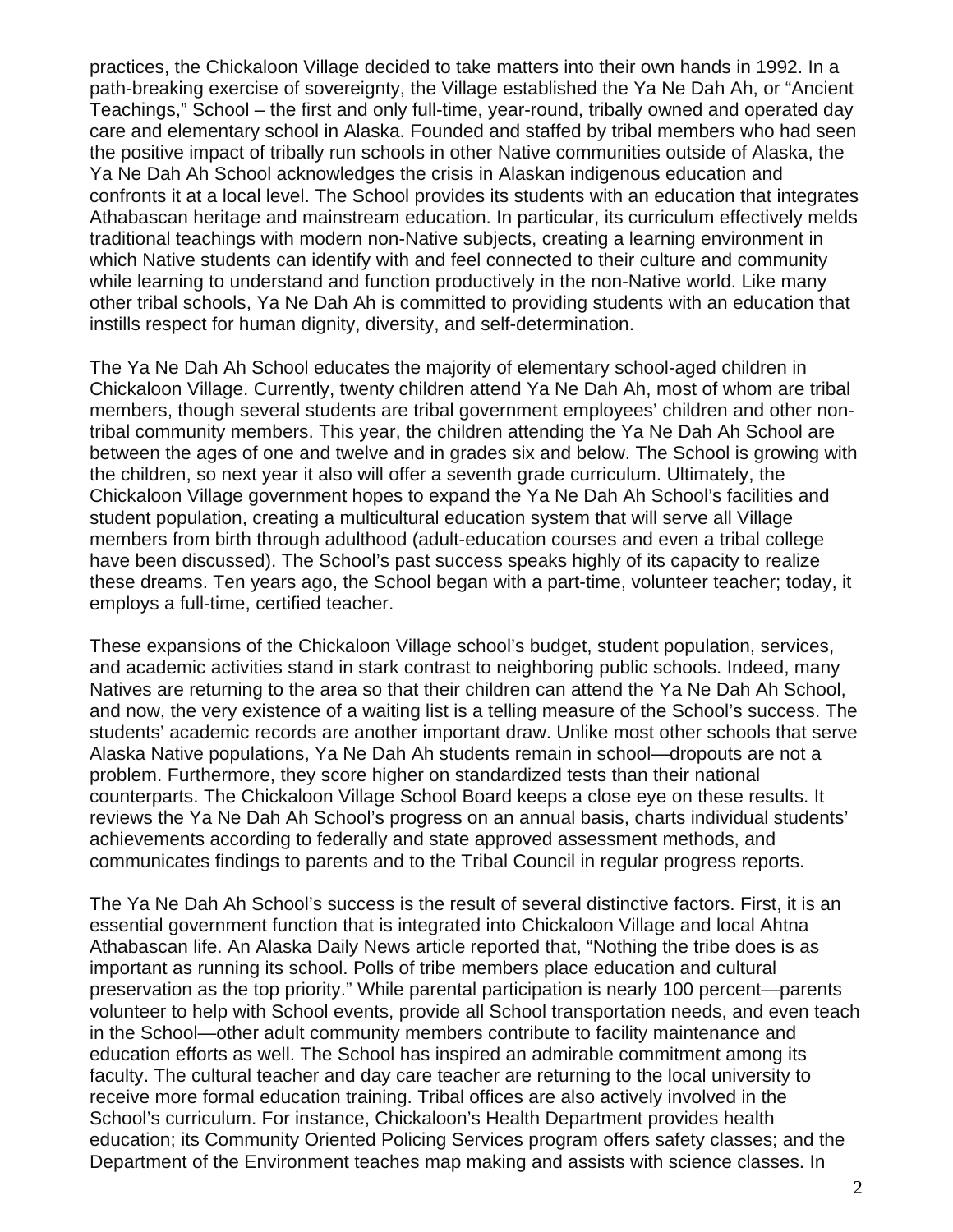practices, the Chickaloon Village decided to take matters into their own hands in 1992. In a path-breaking exercise of sovereignty, the Village established the Ya Ne Dah Ah, or "Ancient Teachings," School – the first and only full-time, year-round, tribally owned and operated day care and elementary school in Alaska. Founded and staffed by tribal members who had seen the positive impact of tribally run schools in other Native communities outside of Alaska, the Ya Ne Dah Ah School acknowledges the crisis in Alaskan indigenous education and confronts it at a local level. The School provides its students with an education that integrates Athabascan heritage and mainstream education. In particular, its curriculum effectively melds traditional teachings with modern non-Native subjects, creating a learning environment in which Native students can identify with and feel connected to their culture and community while learning to understand and function productively in the non-Native world. Like many other tribal schools, Ya Ne Dah Ah is committed to providing students with an education that instills respect for human dignity, diversity, and self-determination.

The Ya Ne Dah Ah School educates the majority of elementary school-aged children in Chickaloon Village. Currently, twenty children attend Ya Ne Dah Ah, most of whom are tribal members, though several students are tribal government employees' children and other non-tribal community members. This year, the children attending the Ya Ne Dah Ah School are between the ages of one and twelve and in grades six and below. The School is growing with the children, so next year it also will offer a seventh grade curriculum. Ultimately, the Chickaloon Village government hopes to expand the Ya Ne Dah Ah School's facilities and student population, creating a multicultural education system that will serve all Village members from birth through adulthood (adult-education courses and even a tribal college have been discussed). The School's past success speaks highly of its capacity to realize these dreams. Ten years ago, the School began with a part-time, volunteer teacher; today, it employs a full-time, certified teacher.

These expansions of the Chickaloon Village school's budget, student population, services, and academic activities stand in stark contrast to neighboring public schools. Indeed, many Natives are returning to the area so that their children can attend the Ya Ne Dah Ah School, and now, the very existence of a waiting list is a telling measure of the School's success. The students' academic records are another important draw. Unlike most other schools that serve Alaska Native populations, Ya Ne Dah Ah students remain in school—dropouts are not a problem. Furthermore, they score higher on standardized tests than their national counterparts. The Chickaloon Village School Board keeps a close eye on these results. It reviews the Ya Ne Dah Ah School's progress on an annual basis, charts individual students' achievements according to federally and state approved assessment methods, and communicates findings to parents and to the Tribal Council in regular progress reports.

The Ya Ne Dah Ah School's success is the result of several distinctive factors. First, it is an essential government function that is integrated into Chickaloon Village and local Ahtna Athabascan life. An Alaska Daily News article reported that, "Nothing the tribe does is as important as running its school. Polls of tribe members place education and cultural preservation as the top priority." While parental participation is nearly 100 percent—parents volunteer to help with School events, provide all School transportation needs, and even teach in the School—other adult community members contribute to facility maintenance and education efforts as well. The School has inspired an admirable commitment among its faculty. The cultural teacher and day care teacher are returning to the local university to receive more formal education training. Tribal offices are also actively involved in the School's curriculum. For instance, Chickaloon's Health Department provides health education; its Community Oriented Policing Services program offers safety classes; and the Department of the Environment teaches map making and assists with science classes. In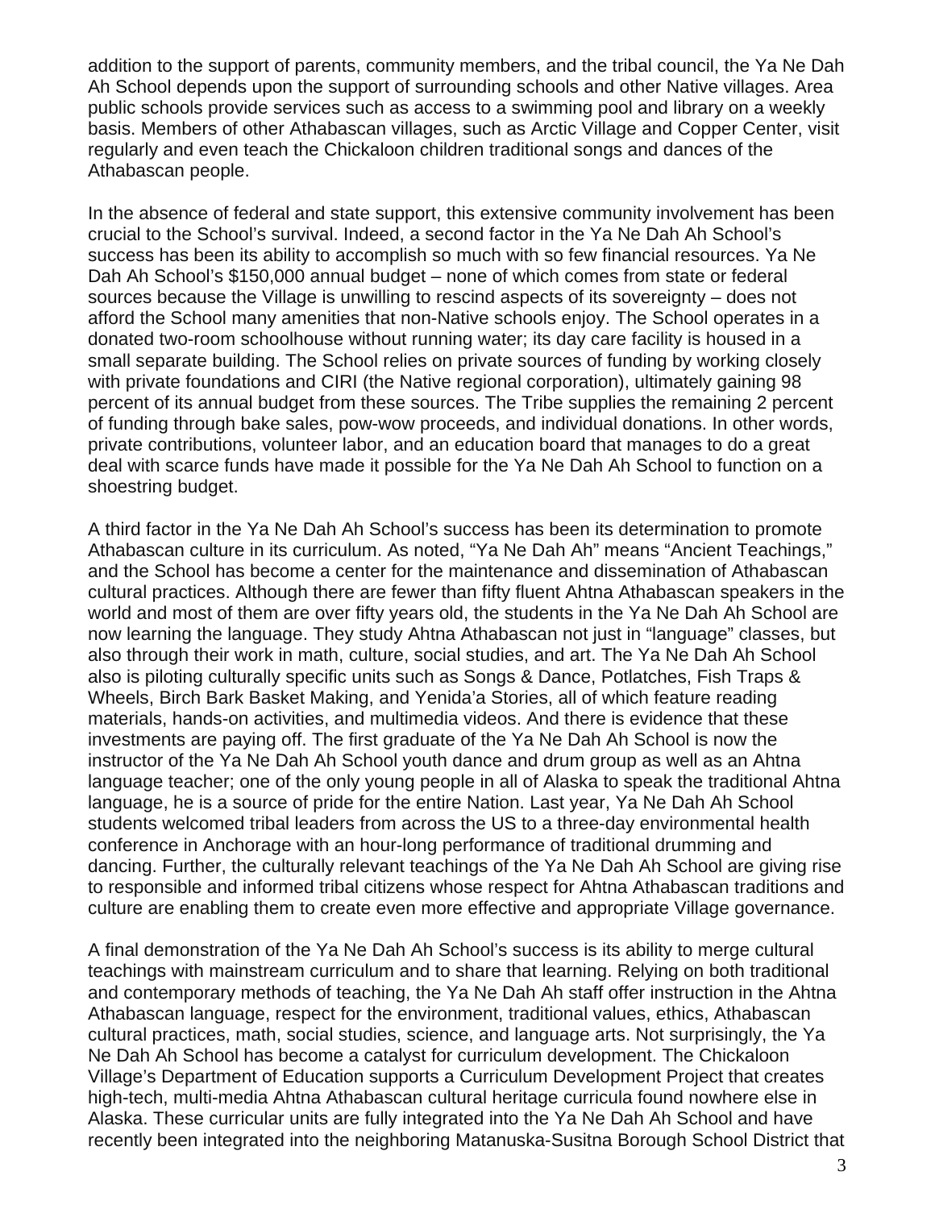addition to the support of parents, community members, and the tribal council, the Ya Ne Dah Ah School depends upon the support of surrounding schools and other Native villages. Area public schools provide services such as access to a swimming pool and library on a weekly basis. Members of other Athabascan villages, such as Arctic Village and Copper Center, visit regularly and even teach the Chickaloon children traditional songs and dances of the Athabascan people.

In the absence of federal and state support, this extensive community involvement has been crucial to the School's survival. Indeed, a second factor in the Ya Ne Dah Ah School's success has been its ability to accomplish so much with so few financial resources. Ya Ne Dah Ah School's $150,000 annual budget – none of which comes from state or federal sources because the Village is unwilling to rescind aspects of its sovereignty – does not afford the School many amenities that non-Native schools enjoy. The School operates in a donated two-room schoolhouse without running water; its day care facility is housed in a small separate building. The School relies on private sources of funding by working closely with private foundations and CIRI (the Native regional corporation), ultimately gaining 98 percent of its annual budget from these sources. The Tribe supplies the remaining 2 percent of funding through bake sales, pow-wow proceeds, and individual donations. In other words, private contributions, volunteer labor, and an education board that manages to do a great deal with scarce funds have made it possible for the Ya Ne Dah Ah School to function on a shoestring budget.

A third factor in the Ya Ne Dah Ah School's success has been its determination to promote Athabascan culture in its curriculum. As noted, "Ya Ne Dah Ah" means "Ancient Teachings," and the School has become a center for the maintenance and dissemination of Athabascan cultural practices. Although there are fewer than fifty fluent Ahtna Athabascan speakers in the world and most of them are over fifty years old, the students in the Ya Ne Dah Ah School are now learning the language. They study Ahtna Athabascan not just in "language" classes, but also through their work in math, culture, social studies, and art. The Ya Ne Dah Ah School also is piloting culturally specific units such as Songs & Dance, Potlatches, Fish Traps & Wheels, Birch Bark Basket Making, and Yenida'a Stories, all of which feature reading materials, hands-on activities, and multimedia videos. And there is evidence that these investments are paying off. The first graduate of the Ya Ne Dah Ah School is now the instructor of the Ya Ne Dah Ah School youth dance and drum group as well as an Ahtna language teacher; one of the only young people in all of Alaska to speak the traditional Ahtna language, he is a source of pride for the entire Nation. Last year, Ya Ne Dah Ah School students welcomed tribal leaders from across the US to a three-day environmental health conference in Anchorage with an hour-long performance of traditional drumming and dancing. Further, the culturally relevant teachings of the Ya Ne Dah Ah School are giving rise to responsible and informed tribal citizens whose respect for Ahtna Athabascan traditions and culture are enabling them to create even more effective and appropriate Village governance.

A final demonstration of the Ya Ne Dah Ah School's success is its ability to merge cultural teachings with mainstream curriculum and to share that learning. Relying on both traditional and contemporary methods of teaching, the Ya Ne Dah Ah staff offer instruction in the Ahtna Athabascan language, respect for the environment, traditional values, ethics, Athabascan cultural practices, math, social studies, science, and language arts. Not surprisingly, the Ya Ne Dah Ah School has become a catalyst for curriculum development. The Chickaloon Village's Department of Education supports a Curriculum Development Project that creates high-tech, multi-media Ahtna Athabascan cultural heritage curricula found nowhere else in Alaska. These curricular units are fully integrated into the Ya Ne Dah Ah School and have recently been integrated into the neighboring Matanuska-Susitna Borough School District that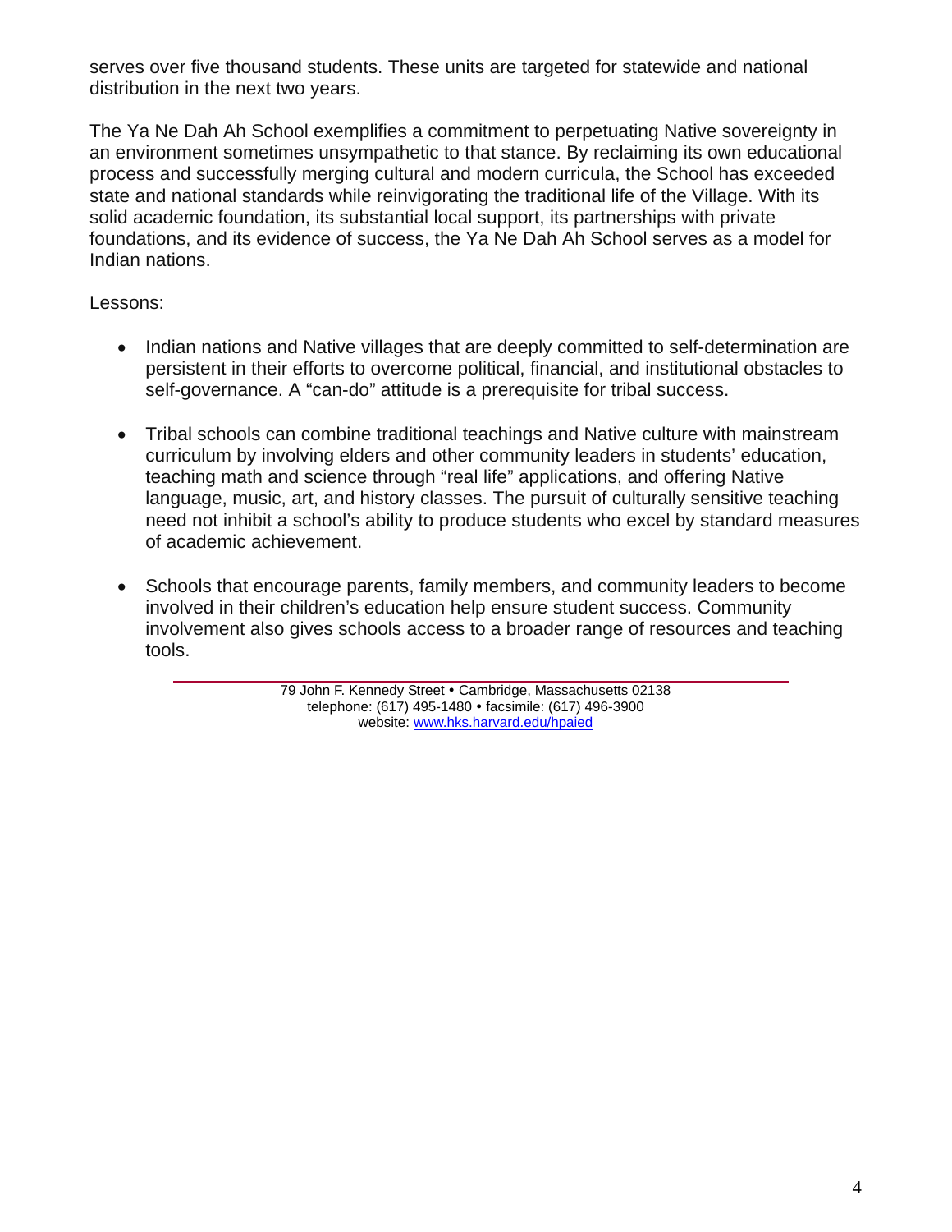serves over five thousand students. These units are targeted for statewide and national distribution in the next two years.

The Ya Ne Dah Ah School exemplifies a commitment to perpetuating Native sovereignty in an environment sometimes unsympathetic to that stance. By reclaiming its own educational process and successfully merging cultural and modern curricula, the School has exceeded state and national standards while reinvigorating the traditional life of the Village. With its solid academic foundation, its substantial local support, its partnerships with private foundations, and its evidence of success, the Ya Ne Dah Ah School serves as a model for Indian nations.

Lessons:

- Indian nations and Native villages that are deeply committed to self-determination are persistent in their efforts to overcome political, financial, and institutional obstacles to self-governance. A "can-do" attitude is a prerequisite for tribal success.

- Tribal schools can combine traditional teachings and Native culture with mainstream curriculum by involving elders and other community leaders in students' education, teaching math and science through "real life" applications, and offering Native language, music, art, and history classes. The pursuit of culturally sensitive teaching need not inhibit a school's ability to produce students who excel by standard measures of academic achievement.

- Schools that encourage parents, family members, and community leaders to become involved in their children's education help ensure student success. Community involvement also gives schools access to a broader range of resources and teaching tools.

79 John F. Kennedy Street • Cambridge, Massachusetts 02138
telephone: (617) 495-1480 • facsimile: (617) 496-3900
website: www.hks.harvard.edu/hpaied